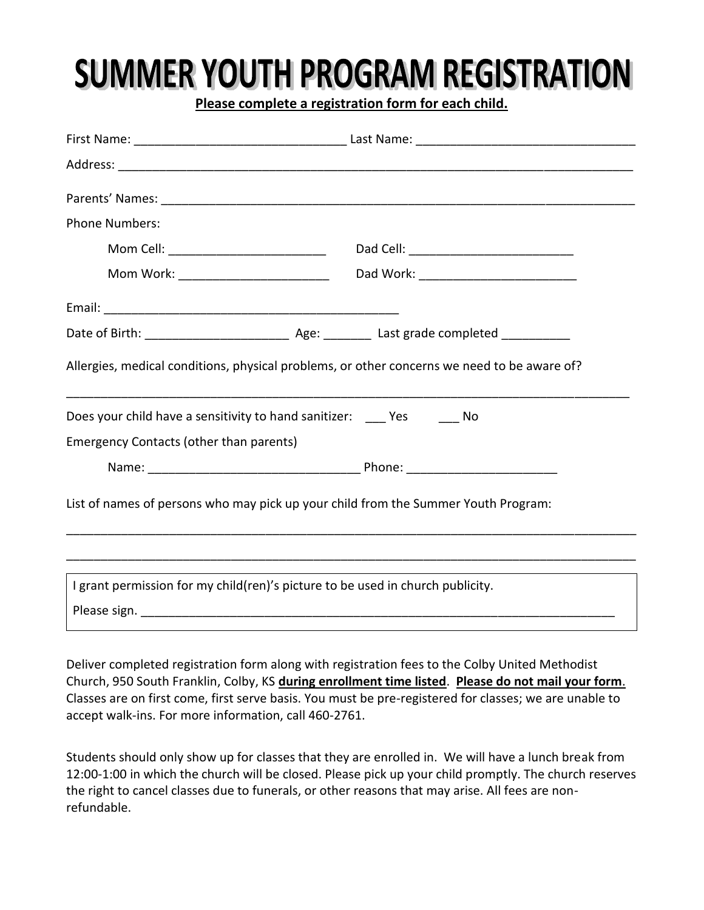# SUMMER YOUTH PROGRAM REGISTRATION

**Please complete a registration form for each child.**

First Name: ______________________________ Last Name: ________________________________

Address: ______________________________________________________________________________

Parents' Names: ________________________________________________________________________

Phone Numbers:

Mom Cell: _______________________ Dad Cell: ________________________

Mom Work: ______________________ Dad Work: _______________________

Email: ___________________________________________

Date of Birth: _____________________ Age: _______ Last grade completed __________

Allergies, medical conditions, physical problems, or other concerns we need to be aware of?

_________________________________________________________________________________________

Does your child have a sensitivity to hand sanitizer: ___ Yes ___ No

Emergency Contacts (other than parents)

Name: ______________________________ Phone: _____________________

List of names of persons who may pick up your child from the Summer Youth Program:

_________________________________________________________________________________________

_________________________________________________________________________________________

I grant permission for my child(ren)'s picture to be used in church publicity.

Please sign. ____________________________________________________________________

Deliver completed registration form along with registration fees to the Colby United Methodist Church, 950 South Franklin, Colby, KS **during enrollment time listed**. **Please do not mail your form**. Classes are on first come, first serve basis. You must be pre-registered for classes; we are unable to accept walk-ins. For more information, call 460-2761.

Students should only show up for classes that they are enrolled in. We will have a lunch break from 12:00-1:00 in which the church will be closed. Please pick up your child promptly. The church reserves the right to cancel classes due to funerals, or other reasons that may arise. All fees are non-refundable.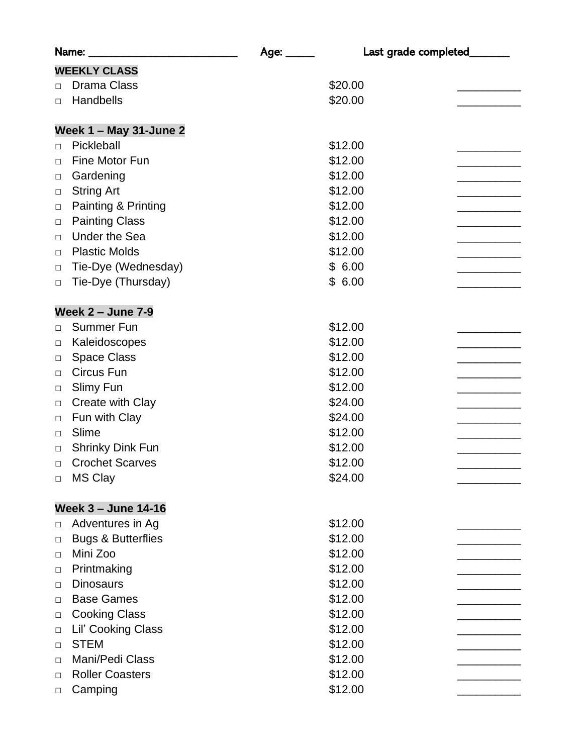Name: ___________________________ Age: _____ Last grade completed_______

| | | | |
|---|---|---|---|
| **WEEKLY CLASS** | | | |
| □ | Drama Class | $20.00 | __________ |
| □ | Handbells | $20.00 | __________ |
| **Week 1 – May 31-June 2** | | | |
| □ | Pickleball | $12.00 | __________ |
| □ | Fine Motor Fun | $12.00 | __________ |
| □ | Gardening | $12.00 | __________ |
| □ | String Art | $12.00 | __________ |
| □ | Painting & Printing | $12.00 | __________ |
| □ | Painting Class | $12.00 | __________ |
| □ | Under the Sea | $12.00 | __________ |
| □ | Plastic Molds | $12.00 | __________ |
| □ | Tie-Dye (Wednesday) | $ 6.00 | __________ |
| □ | Tie-Dye (Thursday) | $ 6.00 | __________ |
| **Week 2 – June 7-9** | | | |
| □ | Summer Fun | $12.00 | __________ |
| □ | Kaleidoscopes | $12.00 | __________ |
| □ | Space Class | $12.00 | __________ |
| □ | Circus Fun | $12.00 | __________ |
| □ | Slimy Fun | $12.00 | __________ |
| □ | Create with Clay | $24.00 | __________ |
| □ | Fun with Clay | $24.00 | __________ |
| □ | Slime | $12.00 | __________ |
| □ | Shrinky Dink Fun | $12.00 | __________ |
| □ | Crochet Scarves | $12.00 | __________ |
| □ | MS Clay | $24.00 | __________ |
| **Week 3 – June 14-16** | | | |
| □ | Adventures in Ag | $12.00 | __________ |
| □ | Bugs & Butterflies | $12.00 | __________ |
| □ | Mini Zoo | $12.00 | __________ |
| □ | Printmaking | $12.00 | __________ |
| □ | Dinosaurs | $12.00 | __________ |
| □ | Base Games | $12.00 | __________ |
| □ | Cooking Class | $12.00 | __________ |
| □ | Lil' Cooking Class | $12.00 | __________ |
| □ | STEM | $12.00 | __________ |
| □ | Mani/Pedi Class | $12.00 | __________ |
| □ | Roller Coasters | $12.00 | __________ |
| □ | Camping | $12.00 | __________ |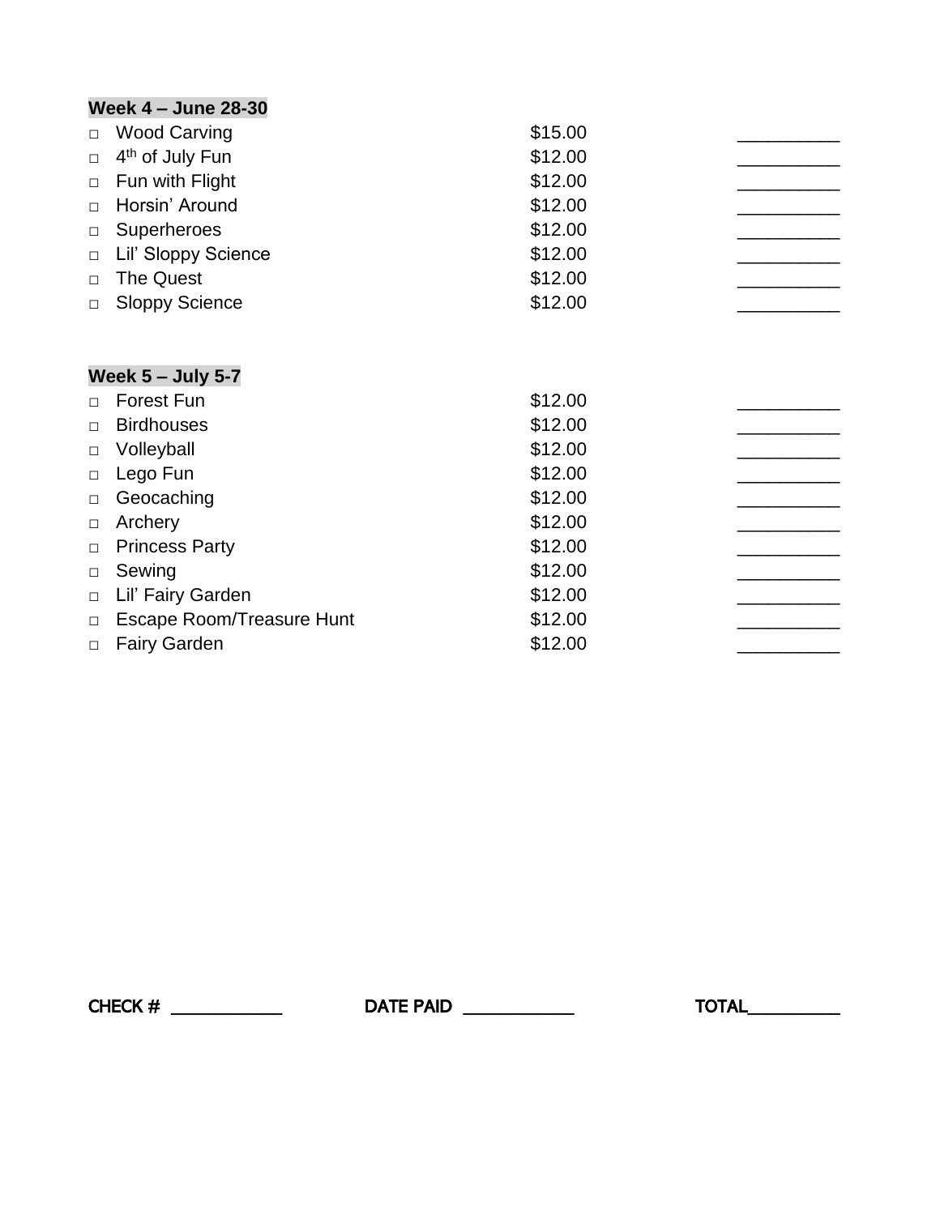**Week 4 – June 28-30**

| | | |
|---|---|---|
| □ Wood Carving | $15.00 | __________ |
| □ 4th of July Fun | $12.00 | __________ |
| □ Fun with Flight | $12.00 | __________ |
| □ Horsin' Around | $12.00 | __________ |
| □ Superheroes | $12.00 | __________ |
| □ Lil' Sloppy Science | $12.00 | __________ |
| □ The Quest | $12.00 | __________ |
| □ Sloppy Science | $12.00 | __________ |

**Week 5 – July 5-7**

| | | |
|---|---|---|
| □ Forest Fun | $12.00 | __________ |
| □ Birdhouses | $12.00 | __________ |
| □ Volleyball | $12.00 | __________ |
| □ Lego Fun | $12.00 | __________ |
| □ Geocaching | $12.00 | __________ |
| □ Archery | $12.00 | __________ |
| □ Princess Party | $12.00 | __________ |
| □ Sewing | $12.00 | __________ |
| □ Lil' Fairy Garden | $12.00 | __________ |
| □ Escape Room/Treasure Hunt | $12.00 | __________ |
| □ Fairy Garden | $12.00 | __________ |

**CHECK #** ____________ **DATE PAID** ____________ **TOTAL**__________